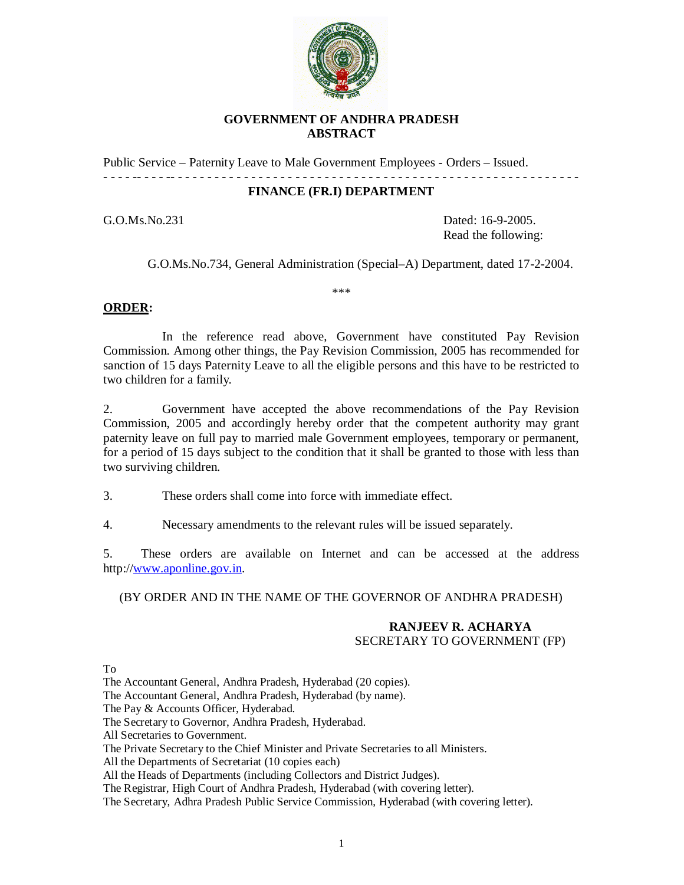**GOVERNMENT OF ANDHRA PRADESH**
**ABSTRACT**

Public Service – Paternity Leave to Male Government Employees - Orders – Issued.

- - - - -- - - - -- - - - - - - - - - - - - - - - - - - - - - - - - - - - - - - - - - - - - - - - - - - - - - - -

**FINANCE (FR.I) DEPARTMENT**

G.O.Ms.No.231 Dated: 16-9-2005.
Read the following:

G.O.Ms.No.734, General Administration (Special–A) Department, dated 17-2-2004.

***

**ORDER:**

In the reference read above, Government have constituted Pay Revision Commission. Among other things, the Pay Revision Commission, 2005 has recommended for sanction of 15 days Paternity Leave to all the eligible persons and this have to be restricted to two children for a family.

2. Government have accepted the above recommendations of the Pay Revision Commission, 2005 and accordingly hereby order that the competent authority may grant paternity leave on full pay to married male Government employees, temporary or permanent, for a period of 15 days subject to the condition that it shall be granted to those with less than two surviving children.

3. These orders shall come into force with immediate effect.

4. Necessary amendments to the relevant rules will be issued separately.

5. These orders are available on Internet and can be accessed at the address http://www.aponline.gov.in.

(BY ORDER AND IN THE NAME OF THE GOVERNOR OF ANDHRA PRADESH)

**RANJEEV R. ACHARYA**
SECRETARY TO GOVERNMENT (FP)

To
The Accountant General, Andhra Pradesh, Hyderabad (20 copies).
The Accountant General, Andhra Pradesh, Hyderabad (by name).
The Pay & Accounts Officer, Hyderabad.
The Secretary to Governor, Andhra Pradesh, Hyderabad.
All Secretaries to Government.
The Private Secretary to the Chief Minister and Private Secretaries to all Ministers.
All the Departments of Secretariat (10 copies each)
All the Heads of Departments (including Collectors and District Judges).
The Registrar, High Court of Andhra Pradesh, Hyderabad (with covering letter).
The Secretary, Adhra Pradesh Public Service Commission, Hyderabad (with covering letter).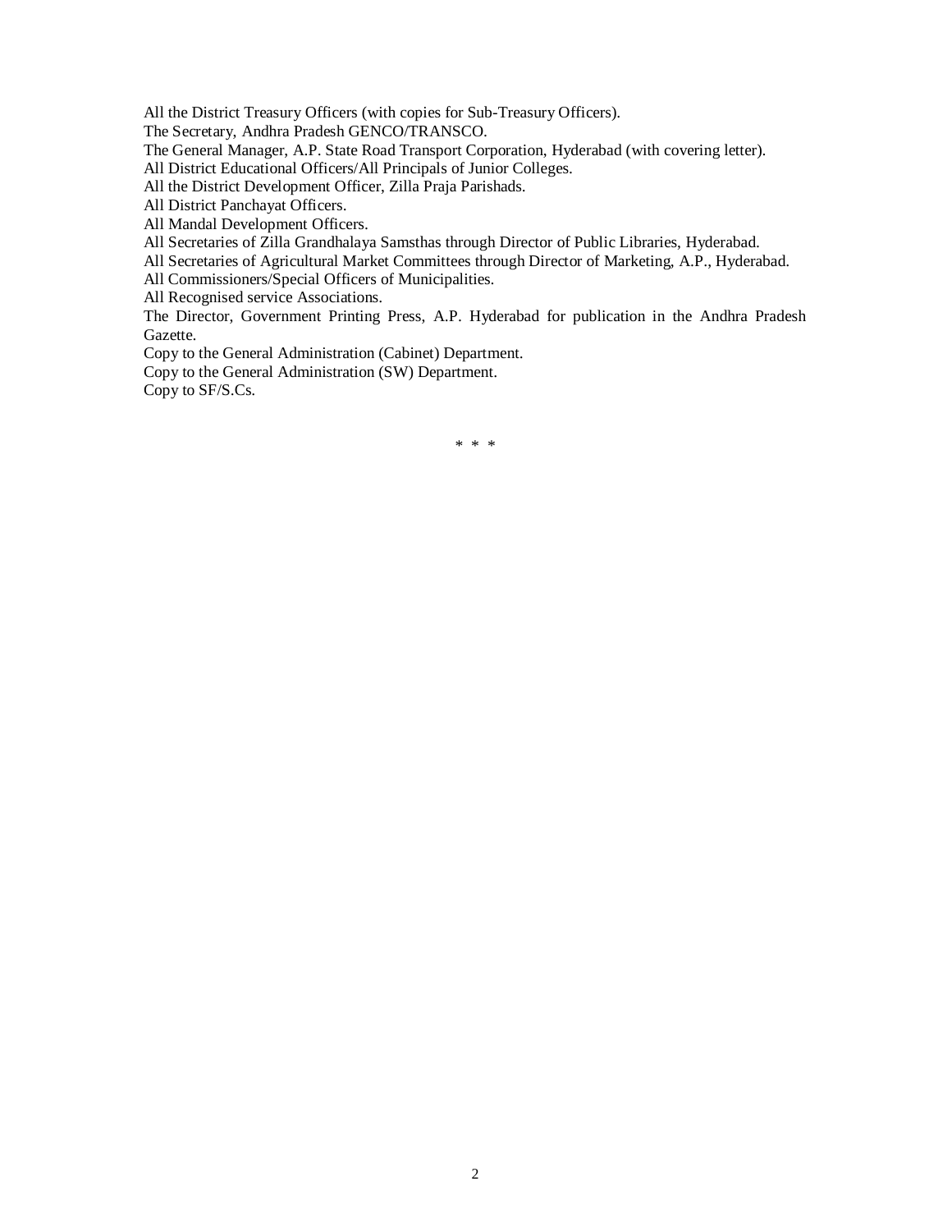All the District Treasury Officers (with copies for Sub-Treasury Officers).
The Secretary, Andhra Pradesh GENCO/TRANSCO.
The General Manager, A.P. State Road Transport Corporation, Hyderabad (with covering letter).
All District Educational Officers/All Principals of Junior Colleges.
All the District Development Officer, Zilla Praja Parishads.
All District Panchayat Officers.
All Mandal Development Officers.
All Secretaries of Zilla Grandhalaya Samsthas through Director of Public Libraries, Hyderabad.
All Secretaries of Agricultural Market Committees through Director of Marketing, A.P., Hyderabad.
All Commissioners/Special Officers of Municipalities.
All Recognised service Associations.
The Director, Government Printing Press, A.P. Hyderabad for publication in the Andhra Pradesh Gazette.
Copy to the General Administration (Cabinet) Department.
Copy to the General Administration (SW) Department.
Copy to SF/S.Cs.

\* \* \*